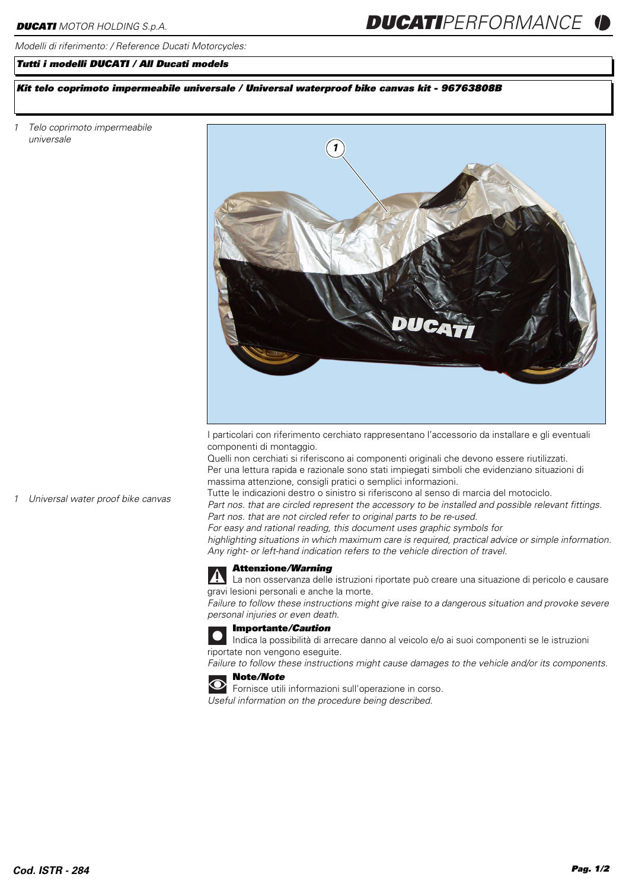**DUCATI** MOTOR HOLDING S.p.A.

*Modelli di riferimento: / Reference Ducati Motorcycles:*

***Tutti i modelli DUCATI / All Ducati models***

***Kit telo coprimoto impermeabile universale / Universal waterproof bike canvas kit - 96763808B***

*1 Telo coprimoto impermeabile universale*

*1 Universal water proof bike canvas*

I particolari con riferimento cerchiato rappresentano l'accessorio da installare e gli eventuali componenti di montaggio.
Quelli non cerchiati si riferiscono ai componenti originali che devono essere riutilizzati.
Per una lettura rapida e razionale sono stati impiegati simboli che evidenziano situazioni di massima attenzione, consigli pratici o semplici informazioni.
Tutte le indicazioni destro o sinistro si riferiscono al senso di marcia del motociclo.
*Part nos. that are circled represent the accessory to be installed and possible relevant fittings.*
*Part nos. that are not circled refer to original parts to be re-used.*
*For easy and rational reading, this document uses graphic symbols for highlighting situations in which maximum care is required, practical advice or simple information.*
*Any right- or left-hand indication refers to the vehicle direction of travel.*

**Attenzione/*Warning***
La non osservanza delle istruzioni riportate può creare una situazione di pericolo e causare gravi lesioni personali e anche la morte.
*Failure to follow these instructions might give raise to a dangerous situation and provoke severe personal injuries or even death.*

**Importante/*Caution***
Indica la possibilità di arrecare danno al veicolo e/o ai suoi componenti se le istruzioni riportate non vengono eseguite.
*Failure to follow these instructions might cause damages to the vehicle and/or its components.*

**Note/*Note***
Fornisce utili informazioni sull'operazione in corso.
*Useful information on the procedure being described.*

**Cod. ISTR - 284**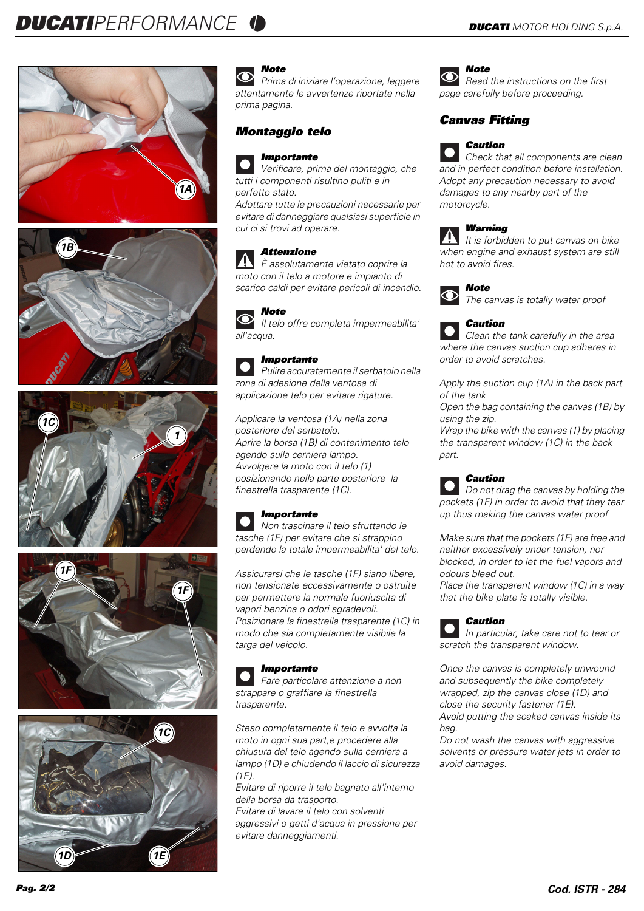**Note**
Prima di iniziare l'operazione, leggere attentamente le avvertenze riportate nella prima pagina.

## Montaggio telo

**Importante**
Verificare, prima del montaggio, che tutti i componenti risultino puliti e in perfetto stato.
Adottare tutte le precauzioni necessarie per evitare di danneggiare qualsiasi superficie in cui ci si trovi ad operare.

**Attenzione**
È assolutamente vietato coprire la moto con il telo a motore e impianto di scarico caldi per evitare pericoli di incendio.

**Note**
Il telo offre completa impermeabilita' all'acqua.

**Importante**
Pulire accuratamente il serbatoio nella zona di adesione della ventosa di applicazione telo per evitare rigature.

Applicare la ventosa (1A) nella zona posteriore del serbatoio.
Aprire la borsa (1B) di contenimento telo agendo sulla cerniera lampo.
Avvolgere la moto con il telo (1) posizionando nella parte posteriore la finestrella trasparente (1C).

**Importante**
Non trascinare il telo sfruttando le tasche (1F) per evitare che si strappino perdendo la totale impermeabilita' del telo.

Assicurarsi che le tasche (1F) siano libere, non tensionate eccessivamente o ostruite per permettere la normale fuoriuscita di vapori benzina o odori sgradevoli.
Posizionare la finestrella trasparente (1C) in modo che sia completamente visibile la targa del veicolo.

**Importante**
Fare particolare attenzione a non strappare o graffiare la finestrella trasparente.

Steso completamente il telo e avvolta la moto in ogni sua part,e procedere alla chiusura del telo agendo sulla cerniera a lampo (1D) e chiudendo il laccio di sicurezza (1E).
Evitare di riporre il telo bagnato all'interno della borsa da trasporto.
Evitare di lavare il telo con solventi aggressivi o getti d'acqua in pressione per evitare danneggiamenti.

**Note**
Read the instructions on the first page carefully before proceeding.

## Canvas Fitting

**Caution**
Check that all components are clean and in perfect condition before installation.
Adopt any precaution necessary to avoid damages to any nearby part of the motorcycle.

**Warning**
It is forbidden to put canvas on bike when engine and exhaust system are still hot to avoid fires.

**Note**
The canvas is totally water proof

**Caution**
Clean the tank carefully in the area where the canvas suction cup adheres in order to avoid scratches.

Apply the suction cup (1A) in the back part of the tank
Open the bag containing the canvas (1B) by using the zip.
Wrap the bike with the canvas (1) by placing the transparent window (1C) in the back part.

**Caution**
Do not drag the canvas by holding the pockets (1F) in order to avoid that they tear up thus making the canvas water proof

Make sure that the pockets (1F) are free and neither excessively under tension, nor blocked, in order to let the fuel vapors and odours bleed out.
Place the transparent window (1C) in a way that the bike plate is totally visible.

**Caution**
In particular, take care not to tear or scratch the transparent window.

Once the canvas is completely unwound and subsequently the bike completely wrapped, zip the canvas close (1D) and close the security fastener (1E).
Avoid putting the soaked canvas inside its bag.
Do not wash the canvas with aggressive solvents or pressure water jets in order to avoid damages.

Cod. ISTR - 284